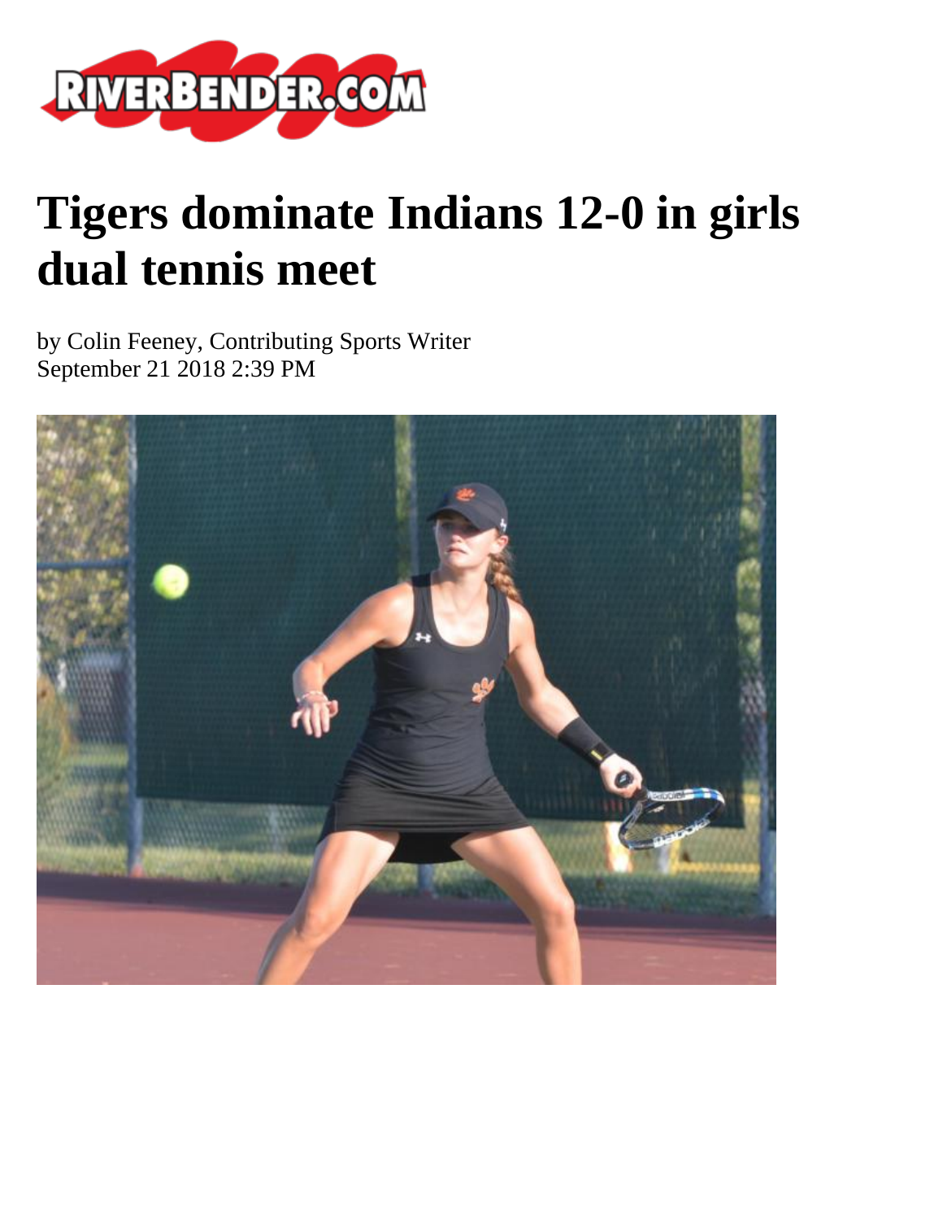# Tigers dominate Indians 12-0 in girls dual tennis meet

by Colin Feeney, Contributing Sports Writer
September 21 2018 2:39 PM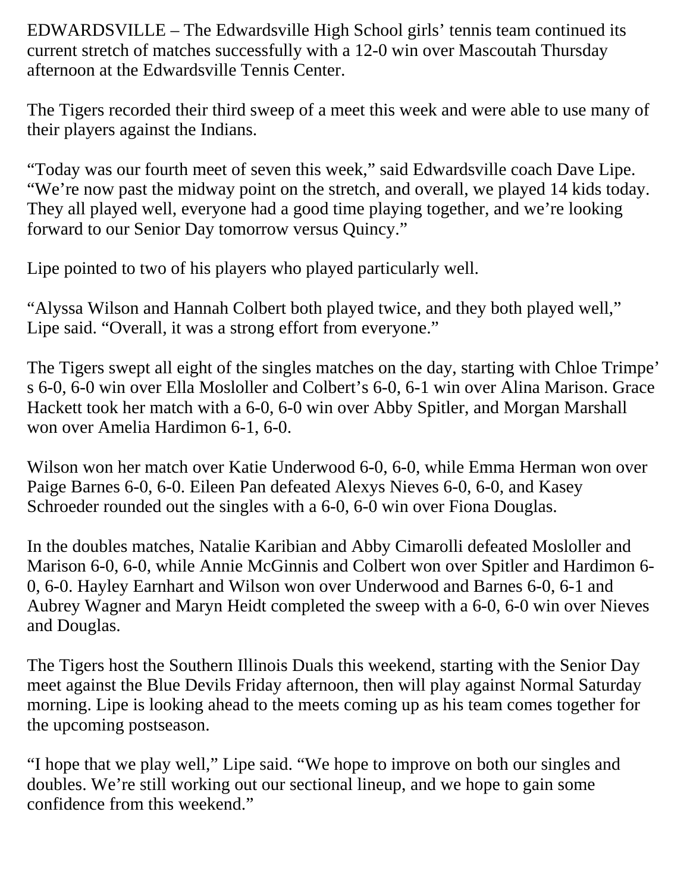EDWARDSVILLE – The Edwardsville High School girls' tennis team continued its current stretch of matches successfully with a 12-0 win over Mascoutah Thursday afternoon at the Edwardsville Tennis Center.

The Tigers recorded their third sweep of a meet this week and were able to use many of their players against the Indians.

"Today was our fourth meet of seven this week," said Edwardsville coach Dave Lipe. "We're now past the midway point on the stretch, and overall, we played 14 kids today. They all played well, everyone had a good time playing together, and we're looking forward to our Senior Day tomorrow versus Quincy."

Lipe pointed to two of his players who played particularly well.

"Alyssa Wilson and Hannah Colbert both played twice, and they both played well," Lipe said. "Overall, it was a strong effort from everyone."

The Tigers swept all eight of the singles matches on the day, starting with Chloe Trimpe's 6-0, 6-0 win over Ella Mosloller and Colbert's 6-0, 6-1 win over Alina Marison. Grace Hackett took her match with a 6-0, 6-0 win over Abby Spitler, and Morgan Marshall won over Amelia Hardimon 6-1, 6-0.

Wilson won her match over Katie Underwood 6-0, 6-0, while Emma Herman won over Paige Barnes 6-0, 6-0. Eileen Pan defeated Alexys Nieves 6-0, 6-0, and Kasey Schroeder rounded out the singles with a 6-0, 6-0 win over Fiona Douglas.

In the doubles matches, Natalie Karibian and Abby Cimarolli defeated Mosloller and Marison 6-0, 6-0, while Annie McGinnis and Colbert won over Spitler and Hardimon 6-0, 6-0. Hayley Earnhart and Wilson won over Underwood and Barnes 6-0, 6-1 and Aubrey Wagner and Maryn Heidt completed the sweep with a 6-0, 6-0 win over Nieves and Douglas.

The Tigers host the Southern Illinois Duals this weekend, starting with the Senior Day meet against the Blue Devils Friday afternoon, then will play against Normal Saturday morning. Lipe is looking ahead to the meets coming up as his team comes together for the upcoming postseason.

"I hope that we play well," Lipe said. "We hope to improve on both our singles and doubles. We're still working out our sectional lineup, and we hope to gain some confidence from this weekend."